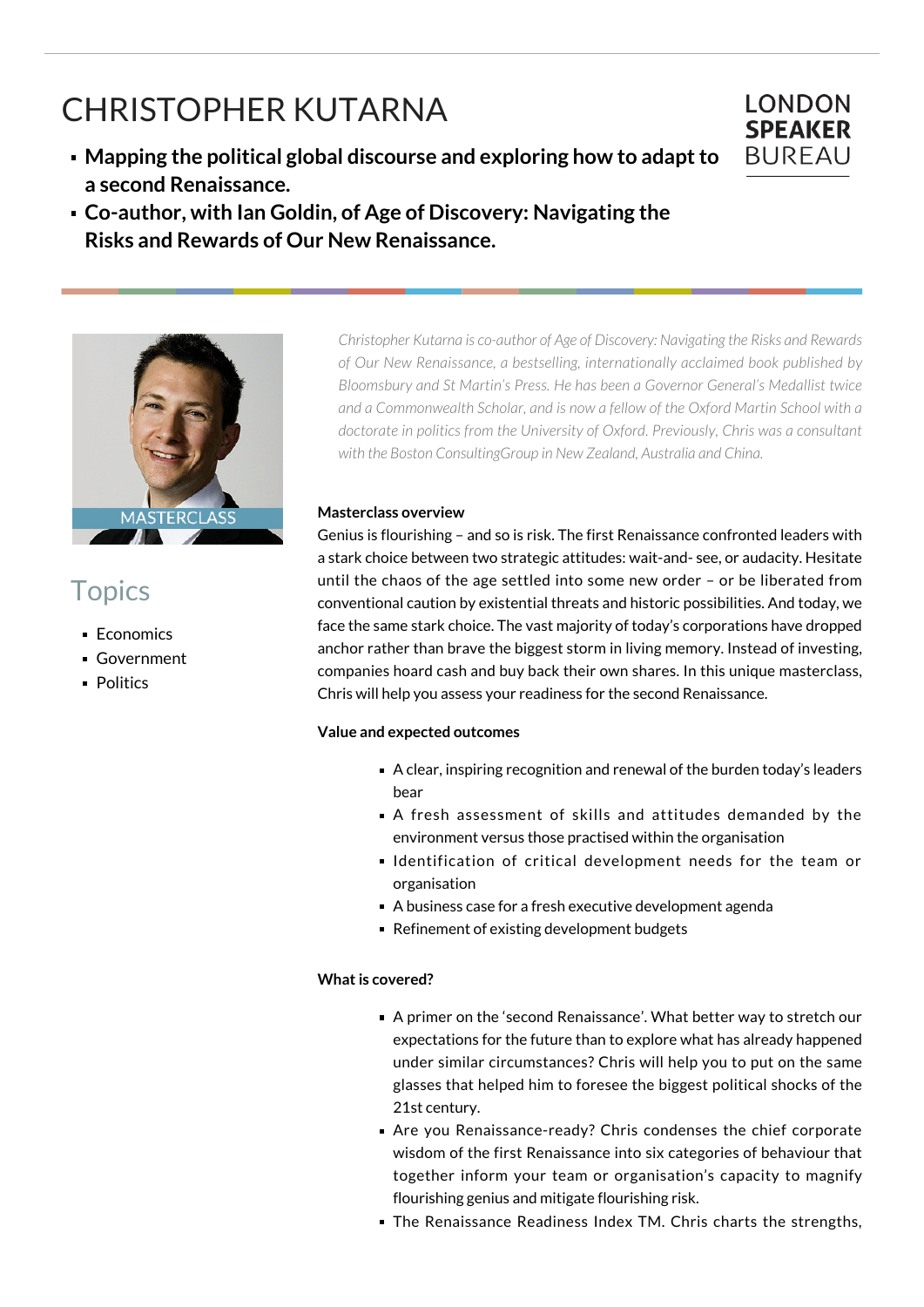# CHRISTOPHER KUTARNA

LONDON **SPEAKER** BUREAU

- **Mapping the political global discourse and exploring how to adapt to a second Renaissance.**
- **Co-author, with Ian Goldin, of Age of Discovery: Navigating the Risks and Rewards of Our New Renaissance.**

*Christopher Kutarna is co-author of Age of Discovery: Navigating the Risks and Rewards of Our New Renaissance, a bestselling, internationally acclaimed book published by Bloomsbury and St Martin's Press. He has been a Governor General's Medallist twice and a Commonwealth Scholar, and is now a fellow of the Oxford Martin School with a doctorate in politics from the University of Oxford. Previously, Chris was a consultant with the Boston ConsultingGroup in New Zealand, Australia and China.*

MASTERCLASS

## Topics

- Economics
- Government
- Politics

**Masterclass overview**

Genius is flourishing – and so is risk. The first Renaissance confronted leaders with a stark choice between two strategic attitudes: wait-and- see, or audacity. Hesitate until the chaos of the age settled into some new order – or be liberated from conventional caution by existential threats and historic possibilities. And today, we face the same stark choice. The vast majority of today's corporations have dropped anchor rather than brave the biggest storm in living memory. Instead of investing, companies hoard cash and buy back their own shares. In this unique masterclass, Chris will help you assess your readiness for the second Renaissance.

**Value and expected outcomes**

- A clear, inspiring recognition and renewal of the burden today's leaders bear
- A fresh assessment of skills and attitudes demanded by the environment versus those practised within the organisation
- Identification of critical development needs for the team or organisation
- A business case for a fresh executive development agenda
- Refinement of existing development budgets

**What is covered?**

- A primer on the 'second Renaissance'. What better way to stretch our expectations for the future than to explore what has already happened under similar circumstances? Chris will help you to put on the same glasses that helped him to foresee the biggest political shocks of the 21st century.
- Are you Renaissance-ready? Chris condenses the chief corporate wisdom of the first Renaissance into six categories of behaviour that together inform your team or organisation's capacity to magnify flourishing genius and mitigate flourishing risk.
- The Renaissance Readiness Index TM. Chris charts the strengths,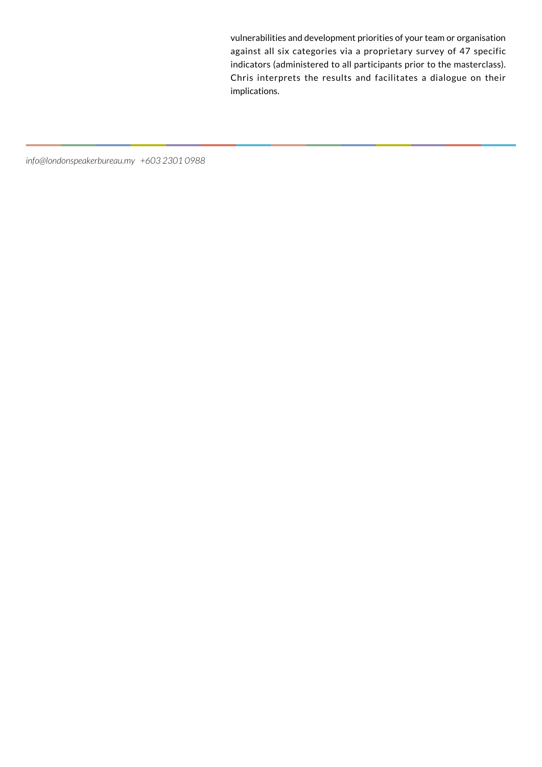vulnerabilities and development priorities of your team or organisation against all six categories via a proprietary survey of 47 specific indicators (administered to all participants prior to the masterclass). Chris interprets the results and facilitates a dialogue on their implications.

*info@londonspeakerbureau.my +603 2301 0988*